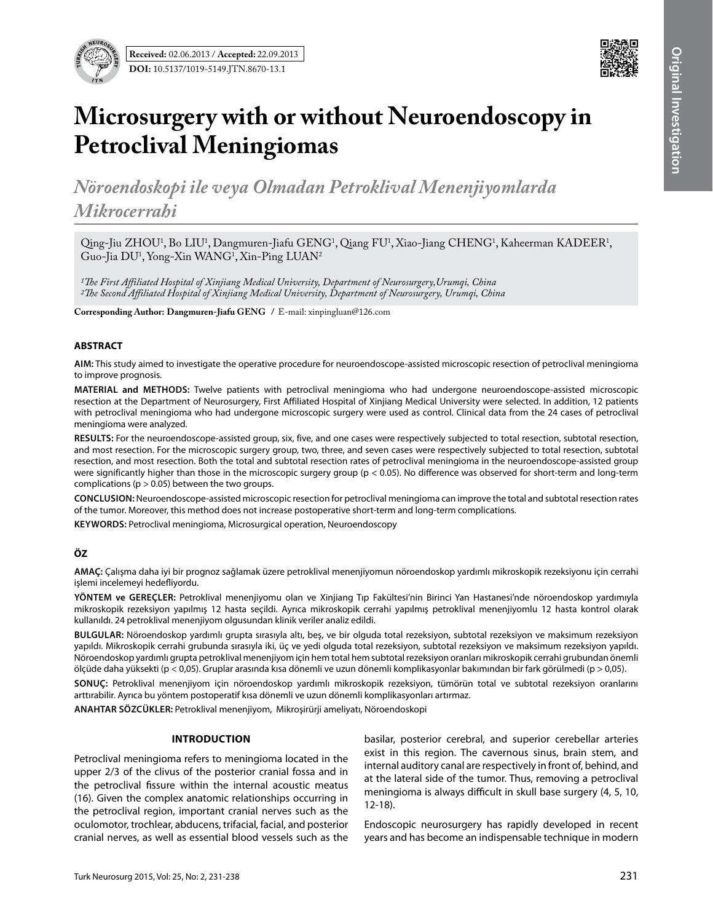**Received:** 02.06.2013 / **Accepted:** 22.09.2013

**DOI:** 10.5137/1019-5149.JTN.8670-13.1

# Microsurgery with or without Neuroendoscopy in Petroclival Meningiomas

## *Nöroendoskopi ile veya Olmadan Petroklival Menenjiyomlarda Mikrocerrahi*

Qing-Jiu ZHOU[1], Bo LIU[1], Dangmuren-Jiafu GENG[1], Qiang FU[1], Xiao-Jiang CHENG[1], Kaheerman KADEER[1], Guo-Jia DU[1], Yong-Xin WANG[1], Xin-Ping LUAN[2]

*[1]The First Affiliated Hospital of Xinjiang Medical University, Department of Neurosurgery,Urumqi, China*
*[2]The Second Affiliated Hospital of Xinjiang Medical University, Department of Neurosurgery, Urumqi, China*

**Corresponding Author: Dangmuren-Jiafu GENG** / E-mail: xinpingluan@126.com

### ABSTRACT

**AIM:** This study aimed to investigate the operative procedure for neuroendoscope-assisted microscopic resection of petroclival meningioma to improve prognosis.

**MATERIAL and METHODS:** Twelve patients with petroclival meningioma who had undergone neuroendoscope-assisted microscopic resection at the Department of Neurosurgery, First Affiliated Hospital of Xinjiang Medical University were selected. In addition, 12 patients with petroclival meningioma who had undergone microscopic surgery were used as control. Clinical data from the 24 cases of petroclival meningioma were analyzed.

**RESULTS:** For the neuroendoscope-assisted group, six, five, and one cases were respectively subjected to total resection, subtotal resection, and most resection. For the microscopic surgery group, two, three, and seven cases were respectively subjected to total resection, subtotal resection, and most resection. Both the total and subtotal resection rates of petroclival meningioma in the neuroendoscope-assisted group were significantly higher than those in the microscopic surgery group ($p < 0.05$). No difference was observed for short-term and long-term complications ($p > 0.05$) between the two groups.

**CONCLUSION:** Neuroendoscope-assisted microscopic resection for petroclival meningioma can improve the total and subtotal resection rates of the tumor. Moreover, this method does not increase postoperative short-term and long-term complications.

**KEYWORDS:** Petroclival meningioma, Microsurgical operation, Neuroendoscopy

### ÖZ

**AMAÇ:** Çalışma daha iyi bir prognoz sağlamak üzere petroklival menenjiyomun nöroendoskop yardımlı mikroskopik rezeksiyonu için cerrahi işlemi incelemeyi hedefliyordu.

**YÖNTEM ve GEREÇLER:** Petroklival menenjiyomu olan ve Xinjiang Tıp Fakültesi'nin Birinci Yan Hastanesi'nde nöroendoskop yardımıyla mikroskopik rezeksiyon yapılmış 12 hasta seçildi. Ayrıca mikroskopik cerrahi yapılmış petroklival menenjiyomlu 12 hasta kontrol olarak kullanıldı. 24 petroklival menenjiyom olgusundan klinik veriler analiz edildi.

**BULGULAR:** Nöroendoskop yardımlı grupta sırasıyla altı, beş, ve bir olguda total rezeksiyon, subtotal rezeksiyon ve maksimum rezeksiyon yapıldı. Mikroskopik cerrahi grubunda sırasıyla iki, üç ve yedi olguda total rezeksiyon, subtotal rezeksiyon ve maksimum rezeksiyon yapıldı. Nöroendoskop yardımlı grupta petroklival menenjiyom için hem total hem subtotal rezeksiyon oranları mikroskopik cerrahi grubundan önemli ölçüde daha yüksekti ($p < 0,05$). Gruplar arasında kısa dönemli ve uzun dönemli komplikasyonlar bakımından bir fark görülmedi ($p > 0,05$).

**SONUÇ:** Petroklival menenjiyom için nöroendoskop yardımlı mikroskopik rezeksiyon, tümörün total ve subtotal rezeksiyon oranlarını arttırabilir. Ayrıca bu yöntem postoperatif kısa dönemli ve uzun dönemli komplikasyonları artırmaz.

**ANAHTAR SÖZCÜKLER:** Petroklival menenjiyom, Mikroşirürji ameliyatı, Nöroendoskopi

### INTRODUCTION

Petroclival meningioma refers to meningioma located in the upper 2/3 of the clivus of the posterior cranial fossa and in the petroclival fissure within the internal acoustic meatus (16). Given the complex anatomic relationships occurring in the petroclival region, important cranial nerves such as the oculomotor, trochlear, abducens, trifacial, facial, and posterior cranial nerves, as well as essential blood vessels such as the basilar, posterior cerebral, and superior cerebellar arteries exist in this region. The cavernous sinus, brain stem, and internal auditory canal are respectively in front of, behind, and at the lateral side of the tumor. Thus, removing a petroclival meningioma is always difficult in skull base surgery (4, 5, 10, 12-18).

Endoscopic neurosurgery has rapidly developed in recent years and has become an indispensable technique in modern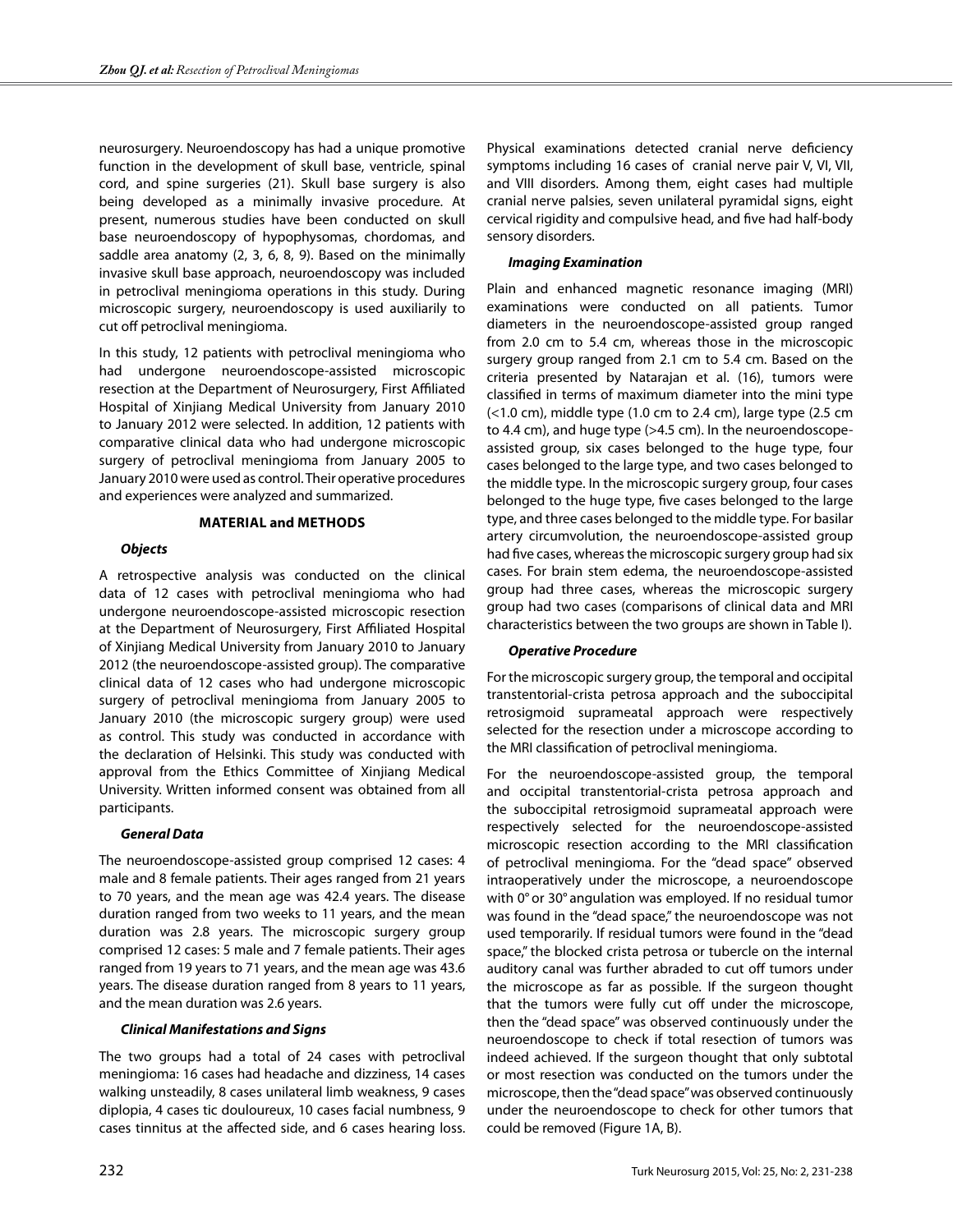neurosurgery. Neuroendoscopy has had a unique promotive function in the development of skull base, ventricle, spinal cord, and spine surgeries (21). Skull base surgery is also being developed as a minimally invasive procedure. At present, numerous studies have been conducted on skull base neuroendoscopy of hypophysomas, chordomas, and saddle area anatomy (2, 3, 6, 8, 9). Based on the minimally invasive skull base approach, neuroendoscopy was included in petroclival meningioma operations in this study. During microscopic surgery, neuroendoscopy is used auxiliarily to cut off petroclival meningioma.

In this study, 12 patients with petroclival meningioma who had undergone neuroendoscope-assisted microscopic resection at the Department of Neurosurgery, First Affiliated Hospital of Xinjiang Medical University from January 2010 to January 2012 were selected. In addition, 12 patients with comparative clinical data who had undergone microscopic surgery of petroclival meningioma from January 2005 to January 2010 were used as control. Their operative procedures and experiences were analyzed and summarized.

## MATERIAL and METHODS

### *Objects*

A retrospective analysis was conducted on the clinical data of 12 cases with petroclival meningioma who had undergone neuroendoscope-assisted microscopic resection at the Department of Neurosurgery, First Affiliated Hospital of Xinjiang Medical University from January 2010 to January 2012 (the neuroendoscope-assisted group). The comparative clinical data of 12 cases who had undergone microscopic surgery of petroclival meningioma from January 2005 to January 2010 (the microscopic surgery group) were used as control. This study was conducted in accordance with the declaration of Helsinki. This study was conducted with approval from the Ethics Committee of Xinjiang Medical University. Written informed consent was obtained from all participants.

### *General Data*

The neuroendoscope-assisted group comprised 12 cases: 4 male and 8 female patients. Their ages ranged from 21 years to 70 years, and the mean age was 42.4 years. The disease duration ranged from two weeks to 11 years, and the mean duration was 2.8 years. The microscopic surgery group comprised 12 cases: 5 male and 7 female patients. Their ages ranged from 19 years to 71 years, and the mean age was 43.6 years. The disease duration ranged from 8 years to 11 years, and the mean duration was 2.6 years.

### *Clinical Manifestations and Signs*

The two groups had a total of 24 cases with petroclival meningioma: 16 cases had headache and dizziness, 14 cases walking unsteadily, 8 cases unilateral limb weakness, 9 cases diplopia, 4 cases tic douloureux, 10 cases facial numbness, 9 cases tinnitus at the affected side, and 6 cases hearing loss. Physical examinations detected cranial nerve deficiency symptoms including 16 cases of cranial nerve pair V, VI, VII, and VIII disorders. Among them, eight cases had multiple cranial nerve palsies, seven unilateral pyramidal signs, eight cervical rigidity and compulsive head, and five had half-body sensory disorders.

### *Imaging Examination*

Plain and enhanced magnetic resonance imaging (MRI) examinations were conducted on all patients. Tumor diameters in the neuroendoscope-assisted group ranged from 2.0 cm to 5.4 cm, whereas those in the microscopic surgery group ranged from 2.1 cm to 5.4 cm. Based on the criteria presented by Natarajan et al. (16), tumors were classified in terms of maximum diameter into the mini type (<1.0 cm), middle type (1.0 cm to 2.4 cm), large type (2.5 cm to 4.4 cm), and huge type (>4.5 cm). In the neuroendoscope-assisted group, six cases belonged to the huge type, four cases belonged to the large type, and two cases belonged to the middle type. In the microscopic surgery group, four cases belonged to the huge type, five cases belonged to the large type, and three cases belonged to the middle type. For basilar artery circumvolution, the neuroendoscope-assisted group had five cases, whereas the microscopic surgery group had six cases. For brain stem edema, the neuroendoscope-assisted group had three cases, whereas the microscopic surgery group had two cases (comparisons of clinical data and MRI characteristics between the two groups are shown in Table I).

### *Operative Procedure*

For the microscopic surgery group, the temporal and occipital transtentorial-crista petrosa approach and the suboccipital retrosigmoid suprameatal approach were respectively selected for the resection under a microscope according to the MRI classification of petroclival meningioma.

For the neuroendoscope-assisted group, the temporal and occipital transtentorial-crista petrosa approach and the suboccipital retrosigmoid suprameatal approach were respectively selected for the neuroendoscope-assisted microscopic resection according to the MRI classification of petroclival meningioma. For the "dead space" observed intraoperatively under the microscope, a neuroendoscope with 0° or 30° angulation was employed. If no residual tumor was found in the "dead space," the neuroendoscope was not used temporarily. If residual tumors were found in the "dead space," the blocked crista petrosa or tubercle on the internal auditory canal was further abraded to cut off tumors under the microscope as far as possible. If the surgeon thought that the tumors were fully cut off under the microscope, then the "dead space" was observed continuously under the neuroendoscope to check if total resection of tumors was indeed achieved. If the surgeon thought that only subtotal or most resection was conducted on the tumors under the microscope, then the "dead space" was observed continuously under the neuroendoscope to check for other tumors that could be removed (Figure 1A, B).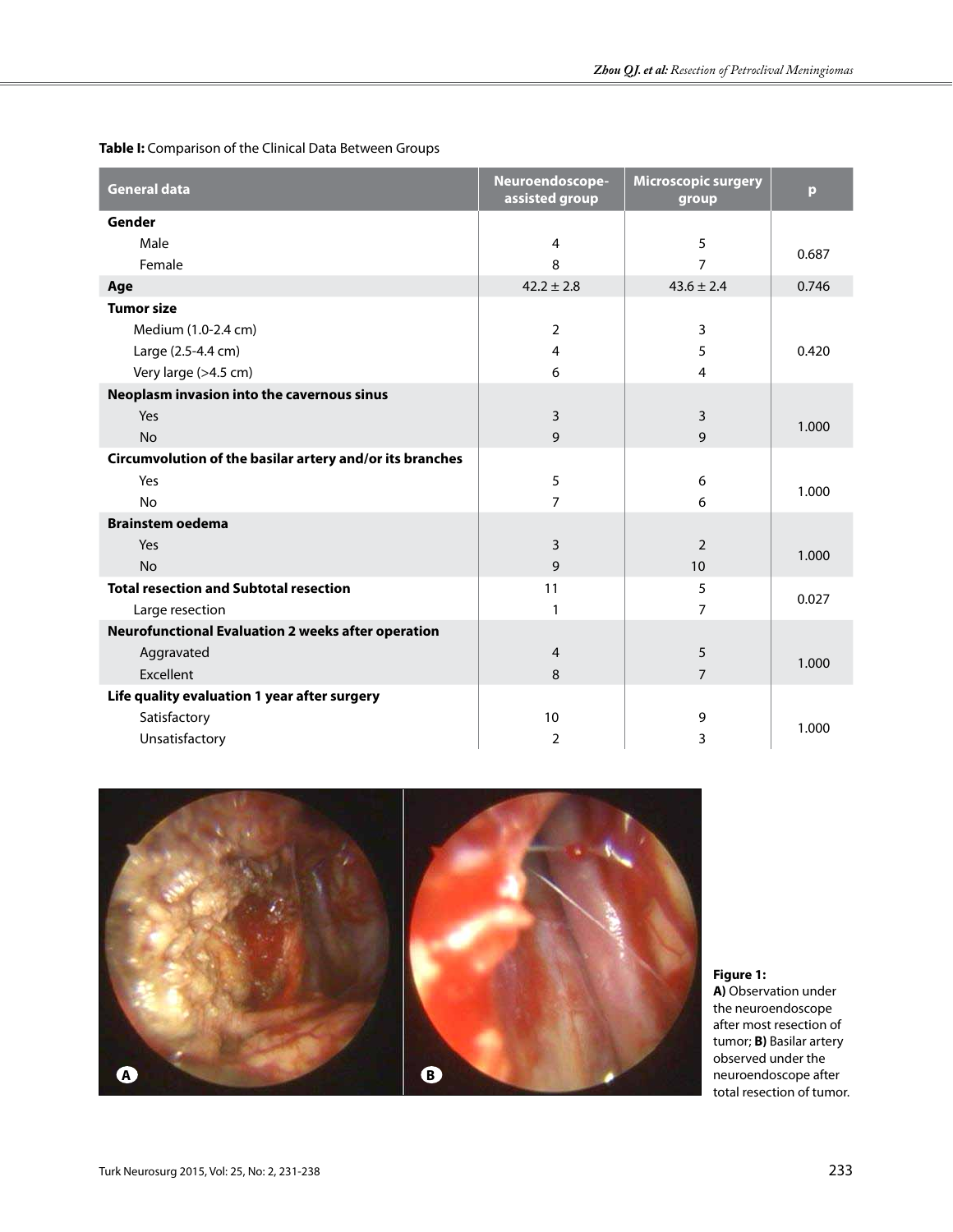**Table I:** Comparison of the Clinical Data Between Groups

| General data | Neuroendoscope-assisted group | Microscopic surgery group | p |
|---|---|---|---|
| **Gender** | | | |
| Male | 4 | 5 | 0.687 |
| Female | 8 | 7 | |
| **Age** | 42.2 ± 2.8 | 43.6 ± 2.4 | 0.746 |
| **Tumor size** | | | |
| Medium (1.0-2.4 cm) | 2 | 3 | 0.420 |
| Large (2.5-4.4 cm) | 4 | 5 | |
| Very large (>4.5 cm) | 6 | 4 | |
| **Neoplasm invasion into the cavernous sinus** | | | |
| Yes | 3 | 3 | 1.000 |
| No | 9 | 9 | |
| **Circumvolution of the basilar artery and/or its branches** | | | |
| Yes | 5 | 6 | 1.000 |
| No | 7 | 6 | |
| **Brainstem oedema** | | | |
| Yes | 3 | 2 | 1.000 |
| No | 9 | 10 | |
| **Total resection and Subtotal resection** | 11 | 5 | 0.027 |
| Large resection | 1 | 7 | |
| **Neurofunctional Evaluation 2 weeks after operation** | | | |
| Aggravated | 4 | 5 | 1.000 |
| Excellent | 8 | 7 | |
| **Life quality evaluation 1 year after surgery** | | | |
| Satisfactory | 10 | 9 | 1.000 |
| Unsatisfactory | 2 | 3 | |

**Figure 1:** **A)** Observation under the neuroendoscope after most resection of tumor; **B)** Basilar artery observed under the neuroendoscope after total resection of tumor.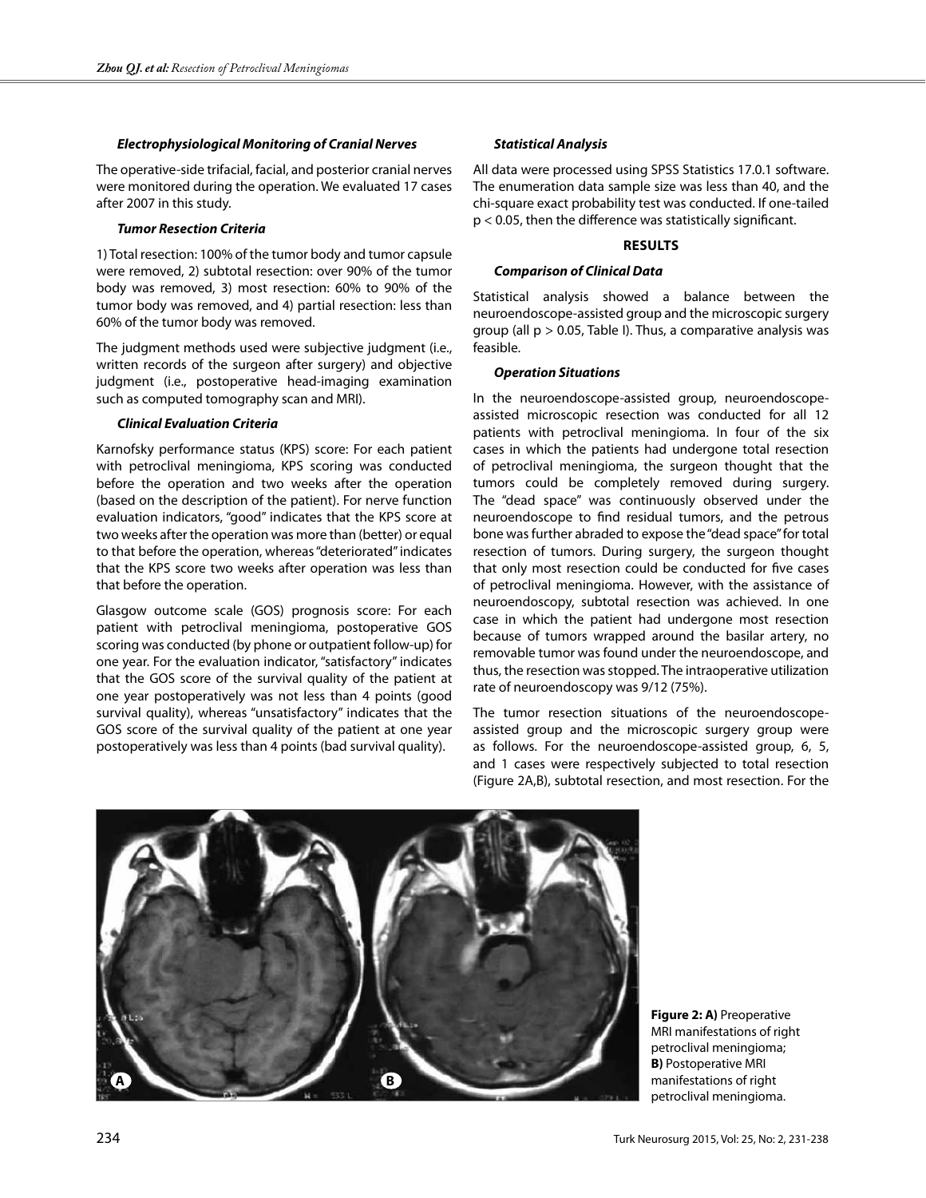### *Electrophysiological Monitoring of Cranial Nerves*

The operative-side trifacial, facial, and posterior cranial nerves were monitored during the operation. We evaluated 17 cases after 2007 in this study.

### *Tumor Resection Criteria*

1) Total resection: 100% of the tumor body and tumor capsule were removed, 2) subtotal resection: over 90% of the tumor body was removed, 3) most resection: 60% to 90% of the tumor body was removed, and 4) partial resection: less than 60% of the tumor body was removed.

The judgment methods used were subjective judgment (i.e., written records of the surgeon after surgery) and objective judgment (i.e., postoperative head-imaging examination such as computed tomography scan and MRI).

### *Clinical Evaluation Criteria*

Karnofsky performance status (KPS) score: For each patient with petroclival meningioma, KPS scoring was conducted before the operation and two weeks after the operation (based on the description of the patient). For nerve function evaluation indicators, "good" indicates that the KPS score at two weeks after the operation was more than (better) or equal to that before the operation, whereas "deteriorated" indicates that the KPS score two weeks after operation was less than that before the operation.

Glasgow outcome scale (GOS) prognosis score: For each patient with petroclival meningioma, postoperative GOS scoring was conducted (by phone or outpatient follow-up) for one year. For the evaluation indicator, "satisfactory" indicates that the GOS score of the survival quality of the patient at one year postoperatively was not less than 4 points (good survival quality), whereas "unsatisfactory" indicates that the GOS score of the survival quality of the patient at one year postoperatively was less than 4 points (bad survival quality).

### *Statistical Analysis*

All data were processed using SPSS Statistics 17.0.1 software. The enumeration data sample size was less than 40, and the chi-square exact probability test was conducted. If one-tailed $p < 0.05$, then the difference was statistically significant.

## RESULTS

### *Comparison of Clinical Data*

Statistical analysis showed a balance between the neuroendoscope-assisted group and the microscopic surgery group (all $p > 0.05$, Table I). Thus, a comparative analysis was feasible.

### *Operation Situations*

In the neuroendoscope-assisted group, neuroendoscope-assisted microscopic resection was conducted for all 12 patients with petroclival meningioma. In four of the six cases in which the patients had undergone total resection of petroclival meningioma, the surgeon thought that the tumors could be completely removed during surgery. The "dead space" was continuously observed under the neuroendoscope to find residual tumors, and the petrous bone was further abraded to expose the "dead space" for total resection of tumors. During surgery, the surgeon thought that only most resection could be conducted for five cases of petroclival meningioma. However, with the assistance of neuroendoscopy, subtotal resection was achieved. In one case in which the patient had undergone most resection because of tumors wrapped around the basilar artery, no removable tumor was found under the neuroendoscope, and thus, the resection was stopped. The intraoperative utilization rate of neuroendoscopy was 9/12 (75%).

The tumor resection situations of the neuroendoscope-assisted group and the microscopic surgery group were as follows. For the neuroendoscope-assisted group, 6, 5, and 1 cases were respectively subjected to total resection (Figure 2A,B), subtotal resection, and most resection. For the

**Figure 2: A)** Preoperative MRI manifestations of right petroclival meningioma; **B)** Postoperative MRI manifestations of right petroclival meningioma.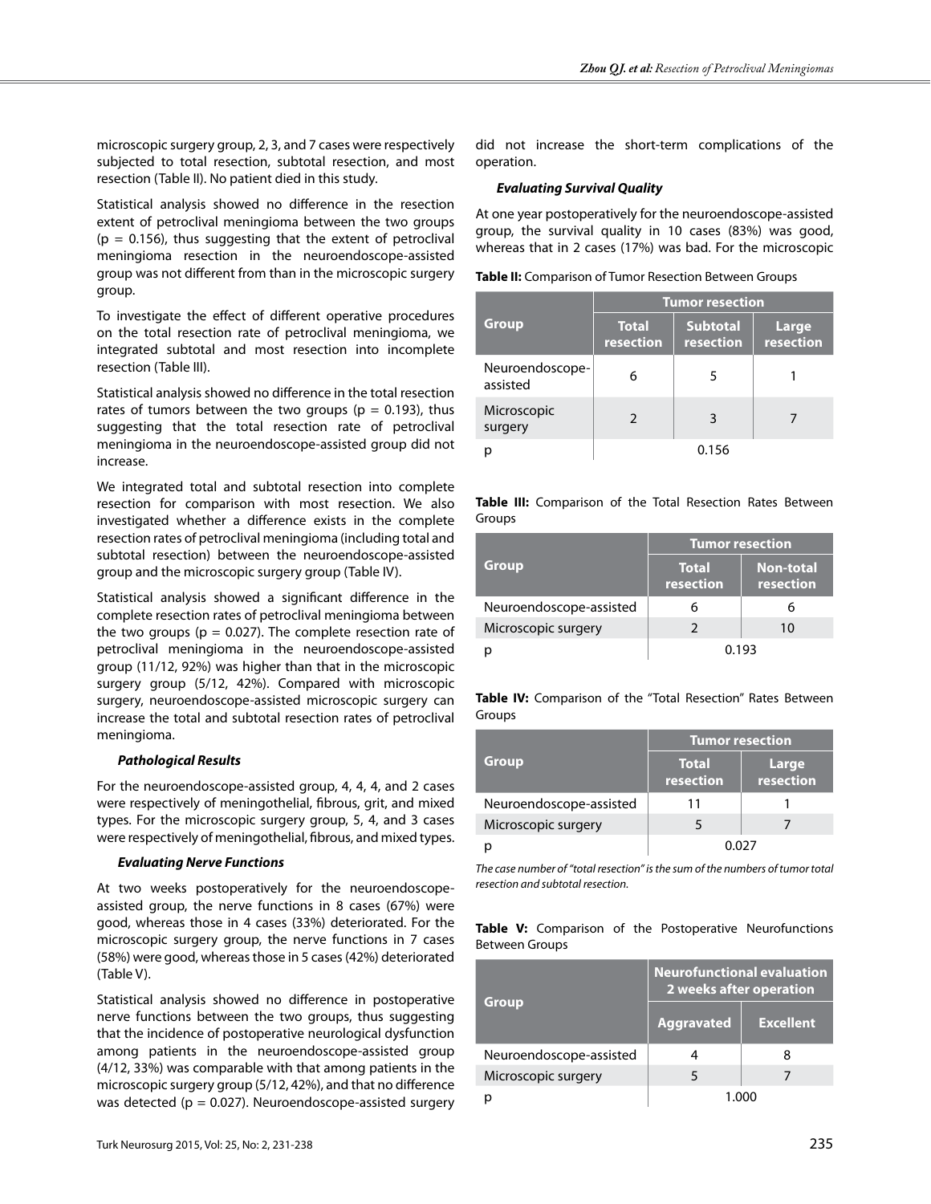microscopic surgery group, 2, 3, and 7 cases were respectively subjected to total resection, subtotal resection, and most resection (Table II). No patient died in this study.

Statistical analysis showed no difference in the resection extent of petroclival meningioma between the two groups (p = 0.156), thus suggesting that the extent of petroclival meningioma resection in the neuroendoscope-assisted group was not different from than in the microscopic surgery group.

To investigate the effect of different operative procedures on the total resection rate of petroclival meningioma, we integrated subtotal and most resection into incomplete resection (Table III).

Statistical analysis showed no difference in the total resection rates of tumors between the two groups (p = 0.193), thus suggesting that the total resection rate of petroclival meningioma in the neuroendoscope-assisted group did not increase.

We integrated total and subtotal resection into complete resection for comparison with most resection. We also investigated whether a difference exists in the complete resection rates of petroclival meningioma (including total and subtotal resection) between the neuroendoscope-assisted group and the microscopic surgery group (Table IV).

Statistical analysis showed a significant difference in the complete resection rates of petroclival meningioma between the two groups (p = 0.027). The complete resection rate of petroclival meningioma in the neuroendoscope-assisted group (11/12, 92%) was higher than that in the microscopic surgery group (5/12, 42%). Compared with microscopic surgery, neuroendoscope-assisted microscopic surgery can increase the total and subtotal resection rates of petroclival meningioma.

***Pathological Results***

For the neuroendoscope-assisted group, 4, 4, 4, and 2 cases were respectively of meningothelial, fibrous, grit, and mixed types. For the microscopic surgery group, 5, 4, and 3 cases were respectively of meningothelial, fibrous, and mixed types.

***Evaluating Nerve Functions***

At two weeks postoperatively for the neuroendoscope-assisted group, the nerve functions in 8 cases (67%) were good, whereas those in 4 cases (33%) deteriorated. For the microscopic surgery group, the nerve functions in 7 cases (58%) were good, whereas those in 5 cases (42%) deteriorated (Table V).

Statistical analysis showed no difference in postoperative nerve functions between the two groups, thus suggesting that the incidence of postoperative neurological dysfunction among patients in the neuroendoscope-assisted group (4/12, 33%) was comparable with that among patients in the microscopic surgery group (5/12, 42%), and that no difference was detected (p = 0.027). Neuroendoscope-assisted surgery did not increase the short-term complications of the operation.

***Evaluating Survival Quality***

At one year postoperatively for the neuroendoscope-assisted group, the survival quality in 10 cases (83%) was good, whereas that in 2 cases (17%) was bad. For the microscopic

**Table II:** Comparison of Tumor Resection Between Groups

| Group | Tumor resection | | |
|---|---|---|---|
| | Total resection | Subtotal resection | Large resection |
| Neuroendoscope-assisted | 6 | 5 | 1 |
| Microscopic surgery | 2 | 3 | 7 |
| p | 0.156 | | |

**Table III:** Comparison of the Total Resection Rates Between Groups

| Group | Tumor resection | |
|---|---|---|
| | Total resection | Non-total resection |
| Neuroendoscope-assisted | 6 | 6 |
| Microscopic surgery | 2 | 10 |
| p | 0.193 | |

**Table IV:** Comparison of the "Total Resection" Rates Between Groups

| Group | Tumor resection | |
|---|---|---|
| | Total resection | Large resection |
| Neuroendoscope-assisted | 11 | 1 |
| Microscopic surgery | 5 | 7 |
| p | 0.027 | |

*The case number of "total resection" is the sum of the numbers of tumor total resection and subtotal resection.*

**Table V:** Comparison of the Postoperative Neurofunctions Between Groups

| Group | Neurofunctional evaluation 2 weeks after operation | |
|---|---|---|
| | Aggravated | Excellent |
| Neuroendoscope-assisted | 4 | 8 |
| Microscopic surgery | 5 | 7 |
| p | 1.000 | |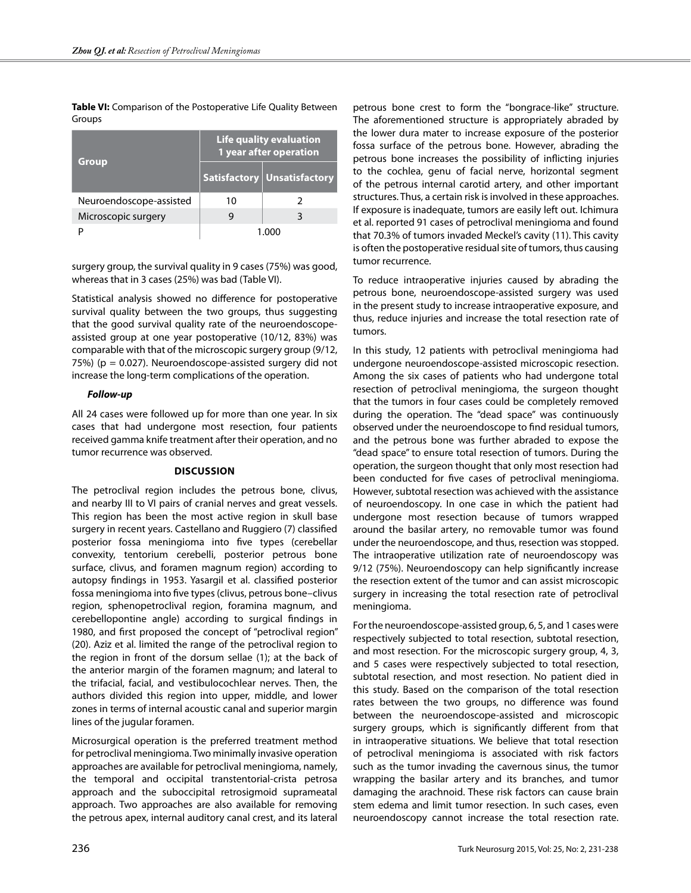**Table VI:** Comparison of the Postoperative Life Quality Between Groups

| Group | Life quality evaluation 1 year after operation | |
|---|---|---|
| | Satisfactory | Unsatisfactory |
| Neuroendoscope-assisted | 10 | 2 |
| Microscopic surgery | 9 | 3 |
| P | 1.000 | |

surgery group, the survival quality in 9 cases (75%) was good, whereas that in 3 cases (25%) was bad (Table VI).

Statistical analysis showed no difference for postoperative survival quality between the two groups, thus suggesting that the good survival quality rate of the neuroendoscope-assisted group at one year postoperative (10/12, 83%) was comparable with that of the microscopic surgery group (9/12, 75%) (p = 0.027). Neuroendoscope-assisted surgery did not increase the long-term complications of the operation.

***Follow-up***

All 24 cases were followed up for more than one year. In six cases that had undergone most resection, four patients received gamma knife treatment after their operation, and no tumor recurrence was observed.

## DISCUSSION

The petroclival region includes the petrous bone, clivus, and nearby III to VI pairs of cranial nerves and great vessels. This region has been the most active region in skull base surgery in recent years. Castellano and Ruggiero (7) classified posterior fossa meningioma into five types (cerebellar convexity, tentorium cerebelli, posterior petrous bone surface, clivus, and foramen magnum region) according to autopsy findings in 1953. Yasargil et al. classified posterior fossa meningioma into five types (clivus, petrous bone–clivus region, sphenopetroclival region, foramina magnum, and cerebellopontine angle) according to surgical findings in 1980, and first proposed the concept of "petroclival region" (20). Aziz et al. limited the range of the petroclival region to the region in front of the dorsum sellae (1); at the back of the anterior margin of the foramen magnum; and lateral to the trifacial, facial, and vestibulocochlear nerves. Then, the authors divided this region into upper, middle, and lower zones in terms of internal acoustic canal and superior margin lines of the jugular foramen.

Microsurgical operation is the preferred treatment method for petroclival meningioma. Two minimally invasive operation approaches are available for petroclival meningioma, namely, the temporal and occipital transtentorial-crista petrosa approach and the suboccipital retrosigmoid suprameatal approach. Two approaches are also available for removing the petrous apex, internal auditory canal crest, and its lateral petrous bone crest to form the "bongrace-like" structure. The aforementioned structure is appropriately abraded by the lower dura mater to increase exposure of the posterior fossa surface of the petrous bone. However, abrading the petrous bone increases the possibility of inflicting injuries to the cochlea, genu of facial nerve, horizontal segment of the petrous internal carotid artery, and other important structures. Thus, a certain risk is involved in these approaches. If exposure is inadequate, tumors are easily left out. Ichimura et al. reported 91 cases of petroclival meningioma and found that 70.3% of tumors invaded Meckel's cavity (11). This cavity is often the postoperative residual site of tumors, thus causing tumor recurrence.

To reduce intraoperative injuries caused by abrading the petrous bone, neuroendoscope-assisted surgery was used in the present study to increase intraoperative exposure, and thus, reduce injuries and increase the total resection rate of tumors.

In this study, 12 patients with petroclival meningioma had undergone neuroendoscope-assisted microscopic resection. Among the six cases of patients who had undergone total resection of petroclival meningioma, the surgeon thought that the tumors in four cases could be completely removed during the operation. The "dead space" was continuously observed under the neuroendoscope to find residual tumors, and the petrous bone was further abraded to expose the "dead space" to ensure total resection of tumors. During the operation, the surgeon thought that only most resection had been conducted for five cases of petroclival meningioma. However, subtotal resection was achieved with the assistance of neuroendoscopy. In one case in which the patient had undergone most resection because of tumors wrapped around the basilar artery, no removable tumor was found under the neuroendoscope, and thus, resection was stopped. The intraoperative utilization rate of neuroendoscopy was 9/12 (75%). Neuroendoscopy can help significantly increase the resection extent of the tumor and can assist microscopic surgery in increasing the total resection rate of petroclival meningioma.

For the neuroendoscope-assisted group, 6, 5, and 1 cases were respectively subjected to total resection, subtotal resection, and most resection. For the microscopic surgery group, 4, 3, and 5 cases were respectively subjected to total resection, subtotal resection, and most resection. No patient died in this study. Based on the comparison of the total resection rates between the two groups, no difference was found between the neuroendoscope-assisted and microscopic surgery groups, which is significantly different from that in intraoperative situations. We believe that total resection of petroclival meningioma is associated with risk factors such as the tumor invading the cavernous sinus, the tumor wrapping the basilar artery and its branches, and tumor damaging the arachnoid. These risk factors can cause brain stem edema and limit tumor resection. In such cases, even neuroendoscopy cannot increase the total resection rate.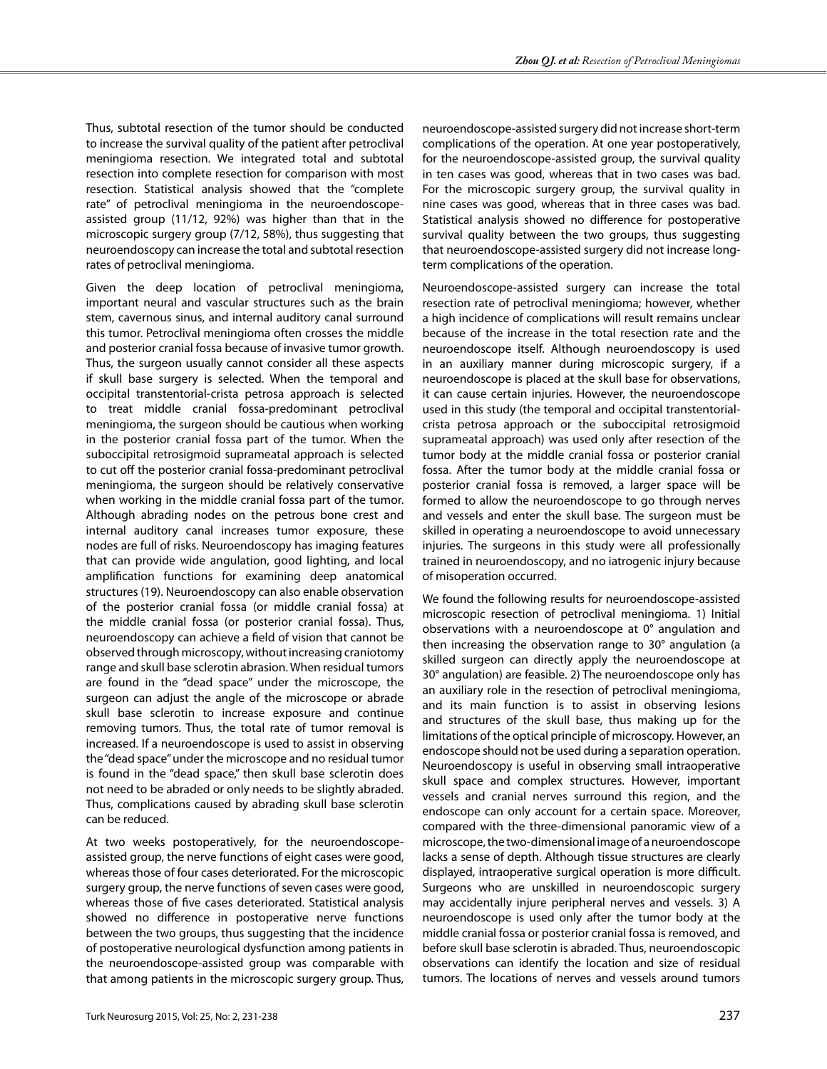Thus, subtotal resection of the tumor should be conducted to increase the survival quality of the patient after petroclival meningioma resection. We integrated total and subtotal resection into complete resection for comparison with most resection. Statistical analysis showed that the "complete rate" of petroclival meningioma in the neuroendoscope-assisted group (11/12, 92%) was higher than that in the microscopic surgery group (7/12, 58%), thus suggesting that neuroendoscopy can increase the total and subtotal resection rates of petroclival meningioma.

Given the deep location of petroclival meningioma, important neural and vascular structures such as the brain stem, cavernous sinus, and internal auditory canal surround this tumor. Petroclival meningioma often crosses the middle and posterior cranial fossa because of invasive tumor growth. Thus, the surgeon usually cannot consider all these aspects if skull base surgery is selected. When the temporal and occipital transtentorial-crista petrosa approach is selected to treat middle cranial fossa-predominant petroclival meningioma, the surgeon should be cautious when working in the posterior cranial fossa part of the tumor. When the suboccipital retrosigmoid suprameatal approach is selected to cut off the posterior cranial fossa-predominant petroclival meningioma, the surgeon should be relatively conservative when working in the middle cranial fossa part of the tumor. Although abrading nodes on the petrous bone crest and internal auditory canal increases tumor exposure, these nodes are full of risks. Neuroendoscopy has imaging features that can provide wide angulation, good lighting, and local amplification functions for examining deep anatomical structures (19). Neuroendoscopy can also enable observation of the posterior cranial fossa (or middle cranial fossa) at the middle cranial fossa (or posterior cranial fossa). Thus, neuroendoscopy can achieve a field of vision that cannot be observed through microscopy, without increasing craniotomy range and skull base sclerotin abrasion. When residual tumors are found in the "dead space" under the microscope, the surgeon can adjust the angle of the microscope or abrade skull base sclerotin to increase exposure and continue removing tumors. Thus, the total rate of tumor removal is increased. If a neuroendoscope is used to assist in observing the "dead space" under the microscope and no residual tumor is found in the "dead space," then skull base sclerotin does not need to be abraded or only needs to be slightly abraded. Thus, complications caused by abrading skull base sclerotin can be reduced.

At two weeks postoperatively, for the neuroendoscope-assisted group, the nerve functions of eight cases were good, whereas those of four cases deteriorated. For the microscopic surgery group, the nerve functions of seven cases were good, whereas those of five cases deteriorated. Statistical analysis showed no difference in postoperative nerve functions between the two groups, thus suggesting that the incidence of postoperative neurological dysfunction among patients in the neuroendoscope-assisted group was comparable with that among patients in the microscopic surgery group. Thus, neuroendoscope-assisted surgery did not increase short-term complications of the operation. At one year postoperatively, for the neuroendoscope-assisted group, the survival quality in ten cases was good, whereas that in two cases was bad. For the microscopic surgery group, the survival quality in nine cases was good, whereas that in three cases was bad. Statistical analysis showed no difference for postoperative survival quality between the two groups, thus suggesting that neuroendoscope-assisted surgery did not increase long-term complications of the operation.

Neuroendoscope-assisted surgery can increase the total resection rate of petroclival meningioma; however, whether a high incidence of complications will result remains unclear because of the increase in the total resection rate and the neuroendoscope itself. Although neuroendoscopy is used in an auxiliary manner during microscopic surgery, if a neuroendoscope is placed at the skull base for observations, it can cause certain injuries. However, the neuroendoscope used in this study (the temporal and occipital transtentorial-crista petrosa approach or the suboccipital retrosigmoid suprameatal approach) was used only after resection of the tumor body at the middle cranial fossa or posterior cranial fossa. After the tumor body at the middle cranial fossa or posterior cranial fossa is removed, a larger space will be formed to allow the neuroendoscope to go through nerves and vessels and enter the skull base. The surgeon must be skilled in operating a neuroendoscope to avoid unnecessary injuries. The surgeons in this study were all professionally trained in neuroendoscopy, and no iatrogenic injury because of misoperation occurred.

We found the following results for neuroendoscope-assisted microscopic resection of petroclival meningioma. 1) Initial observations with a neuroendoscope at 0° angulation and then increasing the observation range to 30° angulation (a skilled surgeon can directly apply the neuroendoscope at 30° angulation) are feasible. 2) The neuroendoscope only has an auxiliary role in the resection of petroclival meningioma, and its main function is to assist in observing lesions and structures of the skull base, thus making up for the limitations of the optical principle of microscopy. However, an endoscope should not be used during a separation operation. Neuroendoscopy is useful in observing small intraoperative skull space and complex structures. However, important vessels and cranial nerves surround this region, and the endoscope can only account for a certain space. Moreover, compared with the three-dimensional panoramic view of a microscope, the two-dimensional image of a neuroendoscope lacks a sense of depth. Although tissue structures are clearly displayed, intraoperative surgical operation is more difficult. Surgeons who are unskilled in neuroendoscopic surgery may accidentally injure peripheral nerves and vessels. 3) A neuroendoscope is used only after the tumor body at the middle cranial fossa or posterior cranial fossa is removed, and before skull base sclerotin is abraded. Thus, neuroendoscopic observations can identify the location and size of residual tumors. The locations of nerves and vessels around tumors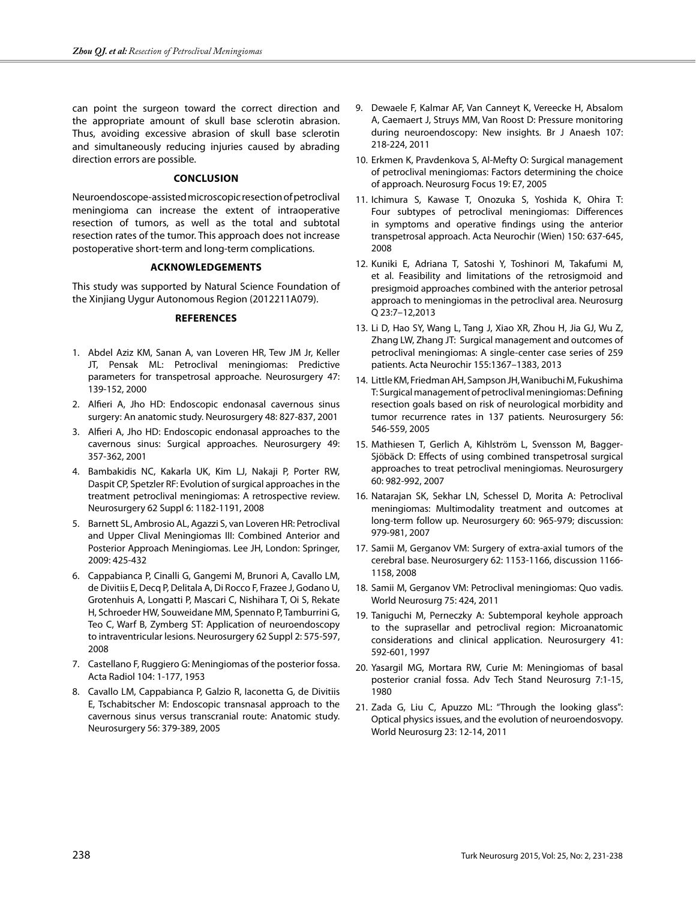can point the surgeon toward the correct direction and the appropriate amount of skull base sclerotin abrasion. Thus, avoiding excessive abrasion of skull base sclerotin and simultaneously reducing injuries caused by abrading direction errors are possible.

## CONCLUSION

Neuroendoscope-assisted microscopic resection of petroclival meningioma can increase the extent of intraoperative resection of tumors, as well as the total and subtotal resection rates of the tumor. This approach does not increase postoperative short-term and long-term complications.

## ACKNOWLEDGEMENTS

This study was supported by Natural Science Foundation of the Xinjiang Uygur Autonomous Region (2012211A079).

## REFERENCES

1. Abdel Aziz KM, Sanan A, van Loveren HR, Tew JM Jr, Keller JT, Pensak ML: Petroclival meningiomas: Predictive parameters for transpetrosal approache. Neurosurgery 47: 139-152, 2000
2. Alfieri A, Jho HD: Endoscopic endonasal cavernous sinus surgery: An anatomic study. Neurosurgery 48: 827-837, 2001
3. Alfieri A, Jho HD: Endoscopic endonasal approaches to the cavernous sinus: Surgical approaches. Neurosurgery 49: 357-362, 2001
4. Bambakidis NC, Kakarla UK, Kim LJ, Nakaji P, Porter RW, Daspit CP, Spetzler RF: Evolution of surgical approaches in the treatment petroclival meningiomas: A retrospective review. Neurosurgery 62 Suppl 6: 1182-1191, 2008
5. Barnett SL, Ambrosio AL, Agazzi S, van Loveren HR: Petroclival and Upper Clival Meningiomas III: Combined Anterior and Posterior Approach Meningiomas. Lee JH, London: Springer, 2009: 425-432
6. Cappabianca P, Cinalli G, Gangemi M, Brunori A, Cavallo LM, de Divitiis E, Decq P, Delitala A, Di Rocco F, Frazee J, Godano U, Grotenhuis A, Longatti P, Mascari C, Nishihara T, Oi S, Rekate H, Schroeder HW, Souweidane MM, Spennato P, Tamburrini G, Teo C, Warf B, Zymberg ST: Application of neuroendoscopy to intraventricular lesions. Neurosurgery 62 Suppl 2: 575-597, 2008
7. Castellano F, Ruggiero G: Meningiomas of the posterior fossa. Acta Radiol 104: 1-177, 1953
8. Cavallo LM, Cappabianca P, Galzio R, Iaconetta G, de Divitiis E, Tschabitscher M: Endoscopic transnasal approach to the cavernous sinus versus transcranial route: Anatomic study. Neurosurgery 56: 379-389, 2005
9. Dewaele F, Kalmar AF, Van Canneyt K, Vereecke H, Absalom A, Caemaert J, Struys MM, Van Roost D: Pressure monitoring during neuroendoscopy: New insights. Br J Anaesh 107: 218-224, 2011
10. Erkmen K, Pravdenkova S, Al-Mefty O: Surgical management of petroclival meningiomas: Factors determining the choice of approach. Neurosurg Focus 19: E7, 2005
11. Ichimura S, Kawase T, Onozuka S, Yoshida K, Ohira T: Four subtypes of petroclival meningiomas: Differences in symptoms and operative findings using the anterior transpetrosal approach. Acta Neurochir (Wien) 150: 637-645, 2008
12. Kuniki E, Adriana T, Satoshi Y, Toshinori M, Takafumi M, et al. Feasibility and limitations of the retrosigmoid and presigmoid approaches combined with the anterior petrosal approach to meningiomas in the petroclival area. Neurosurg Q 23:7–12,2013
13. Li D, Hao SY, Wang L, Tang J, Xiao XR, Zhou H, Jia GJ, Wu Z, Zhang LW, Zhang JT: Surgical management and outcomes of petroclival meningiomas: A single-center case series of 259 patients. Acta Neurochir 155:1367–1383, 2013
14. Little KM, Friedman AH, Sampson JH, Wanibuchi M, Fukushima T: Surgical management of petroclival meningiomas: Defining resection goals based on risk of neurological morbidity and tumor recurrence rates in 137 patients. Neurosurgery 56: 546-559, 2005
15. Mathiesen T, Gerlich A, Kihlström L, Svensson M, Bagger-Sjöbäck D: Effects of using combined transpetrosal surgical approaches to treat petroclival meningiomas. Neurosurgery 60: 982-992, 2007
16. Natarajan SK, Sekhar LN, Schessel D, Morita A: Petroclival meningiomas: Multimodality treatment and outcomes at long-term follow up. Neurosurgery 60: 965-979; discussion: 979-981, 2007
17. Samii M, Gerganov VM: Surgery of extra-axial tumors of the cerebral base. Neurosurgery 62: 1153-1166, discussion 1166-1158, 2008
18. Samii M, Gerganov VM: Petroclival meningiomas: Quo vadis. World Neurosurg 75: 424, 2011
19. Taniguchi M, Perneczky A: Subtemporal keyhole approach to the suprasellar and petroclival region: Microanatomic considerations and clinical application. Neurosurgery 41: 592-601, 1997
20. Yasargil MG, Mortara RW, Curie M: Meningiomas of basal posterior cranial fossa. Adv Tech Stand Neurosurg 7:1-15, 1980
21. Zada G, Liu C, Apuzzo ML: "Through the looking glass": Optical physics issues, and the evolution of neuroendosvopy. World Neurosurg 23: 12-14, 2011